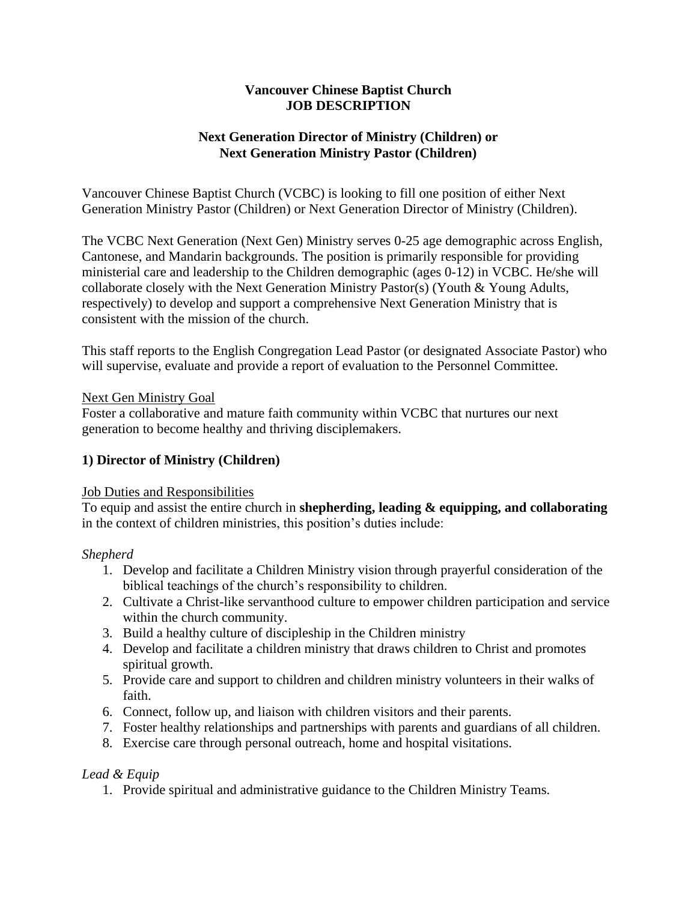**Vancouver Chinese Baptist Church**
**JOB DESCRIPTION**

**Next Generation Director of Ministry (Children) or**
**Next Generation Ministry Pastor (Children)**

Vancouver Chinese Baptist Church (VCBC) is looking to fill one position of either Next Generation Ministry Pastor (Children) or Next Generation Director of Ministry (Children).

The VCBC Next Generation (Next Gen) Ministry serves 0-25 age demographic across English, Cantonese, and Mandarin backgrounds. The position is primarily responsible for providing ministerial care and leadership to the Children demographic (ages 0-12) in VCBC. He/she will collaborate closely with the Next Generation Ministry Pastor(s) (Youth & Young Adults, respectively) to develop and support a comprehensive Next Generation Ministry that is consistent with the mission of the church.

This staff reports to the English Congregation Lead Pastor (or designated Associate Pastor) who will supervise, evaluate and provide a report of evaluation to the Personnel Committee.

<u>Next Gen Ministry Goal</u>
Foster a collaborative and mature faith community within VCBC that nurtures our next generation to become healthy and thriving disciplemakers.

## 1) Director of Ministry (Children)

<u>Job Duties and Responsibilities</u>
To equip and assist the entire church in **shepherding, leading & equipping, and collaborating** in the context of children ministries, this position's duties include:

*Shepherd*

1. Develop and facilitate a Children Ministry vision through prayerful consideration of the biblical teachings of the church's responsibility to children.
2. Cultivate a Christ-like servanthood culture to empower children participation and service within the church community.
3. Build a healthy culture of discipleship in the Children ministry
4. Develop and facilitate a children ministry that draws children to Christ and promotes spiritual growth.
5. Provide care and support to children and children ministry volunteers in their walks of faith.
6. Connect, follow up, and liaison with children visitors and their parents.
7. Foster healthy relationships and partnerships with parents and guardians of all children.
8. Exercise care through personal outreach, home and hospital visitations.

*Lead & Equip*

1. Provide spiritual and administrative guidance to the Children Ministry Teams.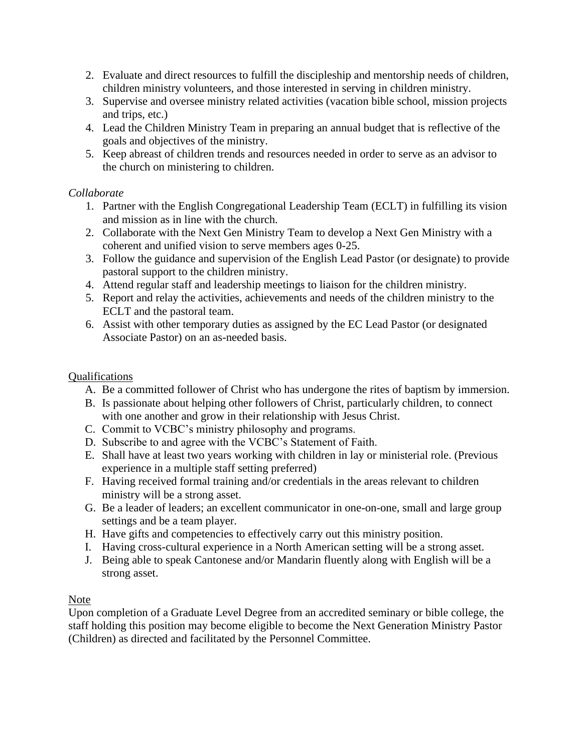2. Evaluate and direct resources to fulfill the discipleship and mentorship needs of children, children ministry volunteers, and those interested in serving in children ministry.
3. Supervise and oversee ministry related activities (vacation bible school, mission projects and trips, etc.)
4. Lead the Children Ministry Team in preparing an annual budget that is reflective of the goals and objectives of the ministry.
5. Keep abreast of children trends and resources needed in order to serve as an advisor to the church on ministering to children.

*Collaborate*

1. Partner with the English Congregational Leadership Team (ECLT) in fulfilling its vision and mission as in line with the church.
2. Collaborate with the Next Gen Ministry Team to develop a Next Gen Ministry with a coherent and unified vision to serve members ages 0-25.
3. Follow the guidance and supervision of the English Lead Pastor (or designate) to provide pastoral support to the children ministry.
4. Attend regular staff and leadership meetings to liaison for the children ministry.
5. Report and relay the activities, achievements and needs of the children ministry to the ECLT and the pastoral team.
6. Assist with other temporary duties as assigned by the EC Lead Pastor (or designated Associate Pastor) on an as-needed basis.

<u>Qualifications</u>

A. Be a committed follower of Christ who has undergone the rites of baptism by immersion.
B. Is passionate about helping other followers of Christ, particularly children, to connect with one another and grow in their relationship with Jesus Christ.
C. Commit to VCBC's ministry philosophy and programs.
D. Subscribe to and agree with the VCBC's Statement of Faith.
E. Shall have at least two years working with children in lay or ministerial role. (Previous experience in a multiple staff setting preferred)
F. Having received formal training and/or credentials in the areas relevant to children ministry will be a strong asset.
G. Be a leader of leaders; an excellent communicator in one-on-one, small and large group settings and be a team player.
H. Have gifts and competencies to effectively carry out this ministry position.
I. Having cross-cultural experience in a North American setting will be a strong asset.
J. Being able to speak Cantonese and/or Mandarin fluently along with English will be a strong asset.

<u>Note</u>

Upon completion of a Graduate Level Degree from an accredited seminary or bible college, the staff holding this position may become eligible to become the Next Generation Ministry Pastor (Children) as directed and facilitated by the Personnel Committee.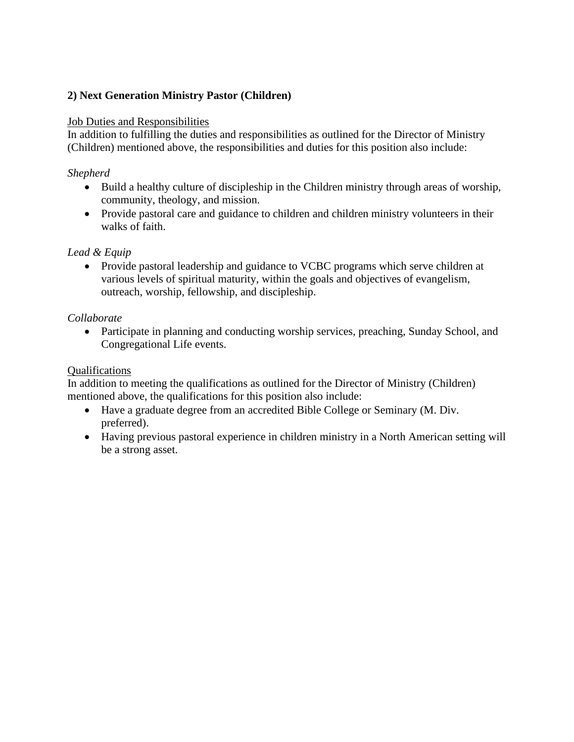**2) Next Generation Ministry Pastor (Children)**

Job Duties and Responsibilities

In addition to fulfilling the duties and responsibilities as outlined for the Director of Ministry (Children) mentioned above, the responsibilities and duties for this position also include:

*Shepherd*

- Build a healthy culture of discipleship in the Children ministry through areas of worship, community, theology, and mission.
- Provide pastoral care and guidance to children and children ministry volunteers in their walks of faith.

*Lead & Equip*

- Provide pastoral leadership and guidance to VCBC programs which serve children at various levels of spiritual maturity, within the goals and objectives of evangelism, outreach, worship, fellowship, and discipleship.

*Collaborate*

- Participate in planning and conducting worship services, preaching, Sunday School, and Congregational Life events.

Qualifications

In addition to meeting the qualifications as outlined for the Director of Ministry (Children) mentioned above, the qualifications for this position also include:

- Have a graduate degree from an accredited Bible College or Seminary (M. Div. preferred).
- Having previous pastoral experience in children ministry in a North American setting will be a strong asset.